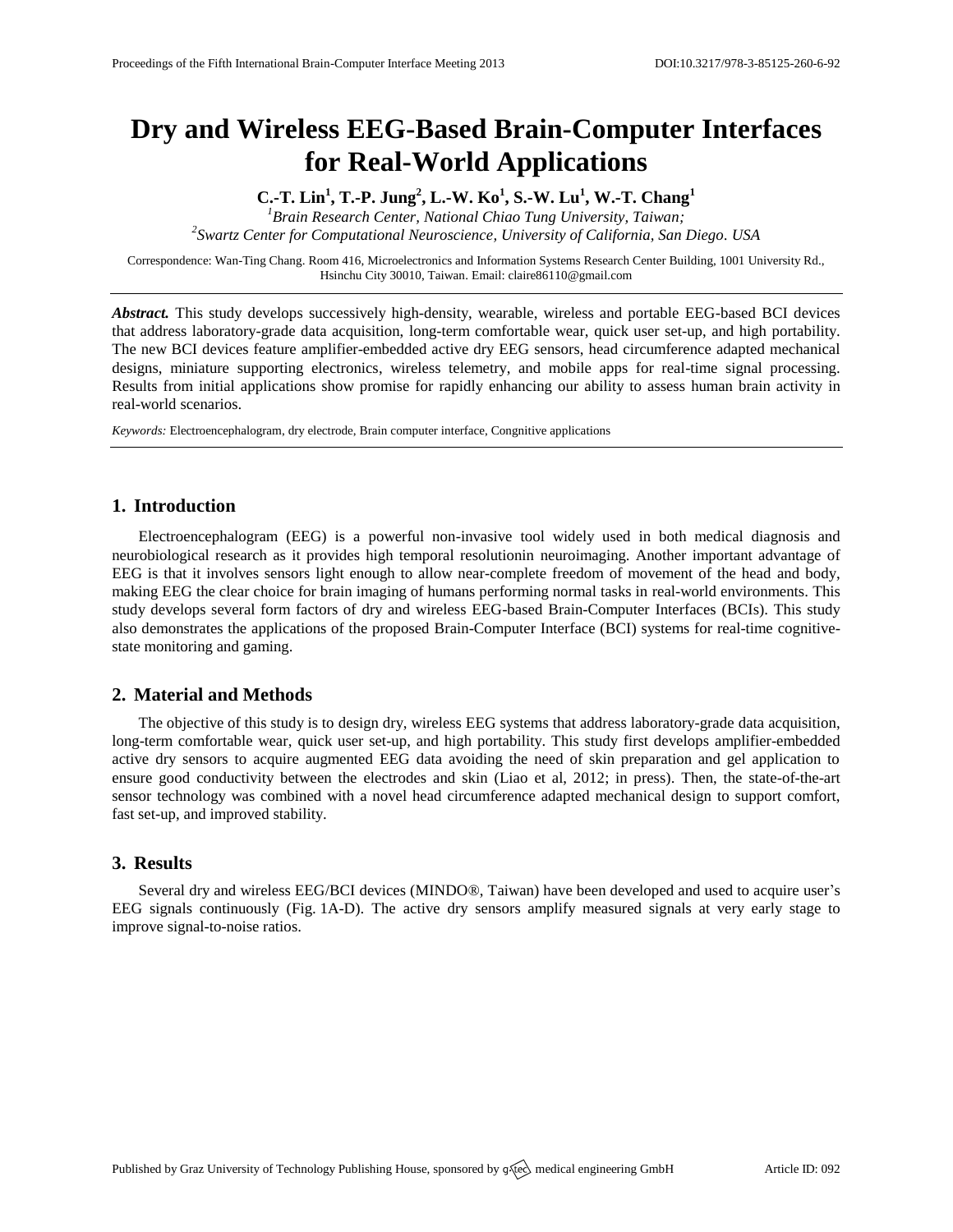# Dry and Wireless EEG-Based Brain-Computer Interfaces for Real-World Applications

**C.-T. Lin[1], T.-P. Jung[2], L.-W. Ko[1], S.-W. Lu[1], W.-T. Chang[1]**

[1] *Brain Research Center, National Chiao Tung University, Taiwan;*
[2] *Swartz Center for Computational Neuroscience, University of California, San Diego. USA*

Correspondence: Wan-Ting Chang. Room 416, Microelectronics and Information Systems Research Center Building, 1001 University Rd., Hsinchu City 30010, Taiwan. Email: claire86110@gmail.com

***Abstract.*** This study develops successively high-density, wearable, wireless and portable EEG-based BCI devices that address laboratory-grade data acquisition, long-term comfortable wear, quick user set-up, and high portability. The new BCI devices feature amplifier-embedded active dry EEG sensors, head circumference adapted mechanical designs, miniature supporting electronics, wireless telemetry, and mobile apps for real-time signal processing. Results from initial applications show promise for rapidly enhancing our ability to assess human brain activity in real-world scenarios.

*Keywords:* Electroencephalogram, dry electrode, Brain computer interface, Congnitive applications

## 1. Introduction

Electroencephalogram (EEG) is a powerful non-invasive tool widely used in both medical diagnosis and neurobiological research as it provides high temporal resolutionin neuroimaging. Another important advantage of EEG is that it involves sensors light enough to allow near-complete freedom of movement of the head and body, making EEG the clear choice for brain imaging of humans performing normal tasks in real-world environments. This study develops several form factors of dry and wireless EEG-based Brain-Computer Interfaces (BCIs). This study also demonstrates the applications of the proposed Brain-Computer Interface (BCI) systems for real-time cognitive-state monitoring and gaming.

## 2. Material and Methods

The objective of this study is to design dry, wireless EEG systems that address laboratory-grade data acquisition, long-term comfortable wear, quick user set-up, and high portability. This study first develops amplifier-embedded active dry sensors to acquire augmented EEG data avoiding the need of skin preparation and gel application to ensure good conductivity between the electrodes and skin (Liao et al, 2012; in press). Then, the state-of-the-art sensor technology was combined with a novel head circumference adapted mechanical design to support comfort, fast set-up, and improved stability.

## 3. Results

Several dry and wireless EEG/BCI devices (MINDO®, Taiwan) have been developed and used to acquire user's EEG signals continuously (Fig. 1A-D). The active dry sensors amplify measured signals at very early stage to improve signal-to-noise ratios.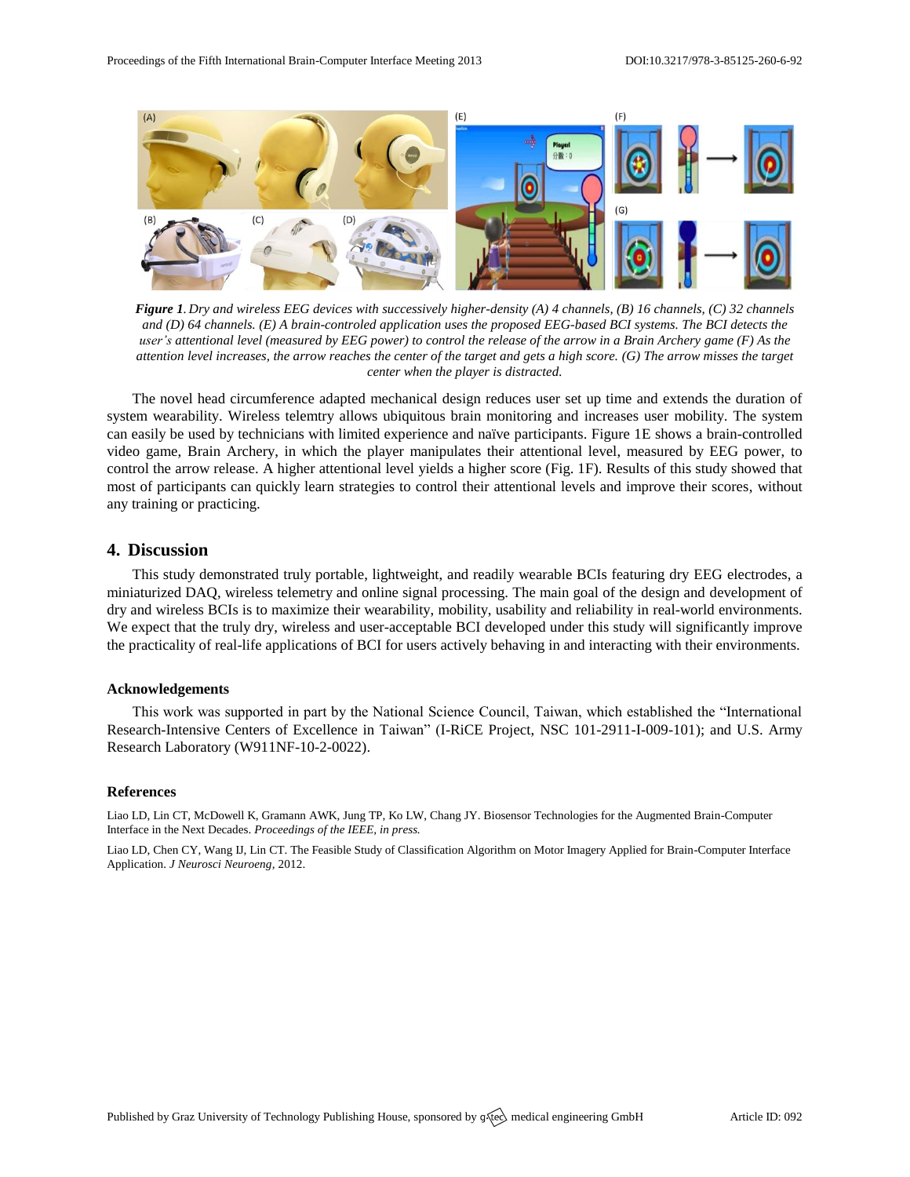*Figure 1. Dry and wireless EEG devices with successively higher-density (A) 4 channels, (B) 16 channels, (C) 32 channels and (D) 64 channels. (E) A brain-controled application uses the proposed EEG-based BCI systems. The BCI detects the user's attentional level (measured by EEG power) to control the release of the arrow in a Brain Archery game (F) As the attention level increases, the arrow reaches the center of the target and gets a high score. (G) The arrow misses the target center when the player is distracted.*

The novel head circumference adapted mechanical design reduces user set up time and extends the duration of system wearability. Wireless telemtry allows ubiquitous brain monitoring and increases user mobility. The system can easily be used by technicians with limited experience and naïve participants. Figure 1E shows a brain-controlled video game, Brain Archery, in which the player manipulates their attentional level, measured by EEG power, to control the arrow release. A higher attentional level yields a higher score (Fig. 1F). Results of this study showed that most of participants can quickly learn strategies to control their attentional levels and improve their scores, without any training or practicing.

## 4. Discussion

This study demonstrated truly portable, lightweight, and readily wearable BCIs featuring dry EEG electrodes, a miniaturized DAQ, wireless telemetry and online signal processing. The main goal of the design and development of dry and wireless BCIs is to maximize their wearability, mobility, usability and reliability in real-world environments. We expect that the truly dry, wireless and user-acceptable BCI developed under this study will significantly improve the practicality of real-life applications of BCI for users actively behaving in and interacting with their environments.

### Acknowledgements

This work was supported in part by the National Science Council, Taiwan, which established the "International Research-Intensive Centers of Excellence in Taiwan" (I-RiCE Project, NSC 101-2911-I-009-101); and U.S. Army Research Laboratory (W911NF-10-2-0022).

### References

Liao LD, Lin CT, McDowell K, Gramann AWK, Jung TP, Ko LW, Chang JY. Biosensor Technologies for the Augmented Brain-Computer Interface in the Next Decades. *Proceedings of the IEEE, in press.*

Liao LD, Chen CY, Wang IJ, Lin CT. The Feasible Study of Classification Algorithm on Motor Imagery Applied for Brain-Computer Interface Application. *J Neurosci Neuroeng*, 2012.